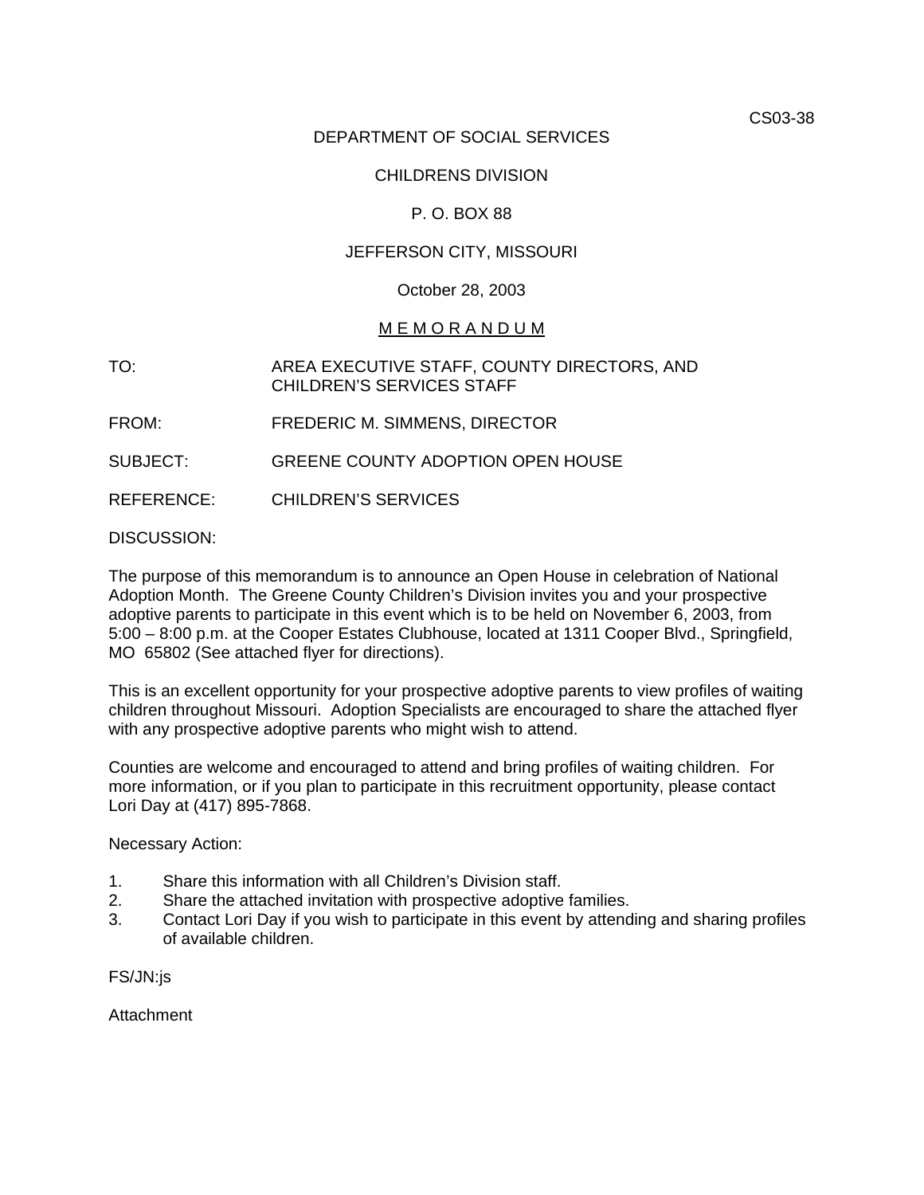CS03-38

DEPARTMENT OF SOCIAL SERVICES

CHILDRENS DIVISION

P. O. BOX 88

JEFFERSON CITY, MISSOURI

October 28, 2003

M E M O R A N D U M

TO: AREA EXECUTIVE STAFF, COUNTY DIRECTORS, AND CHILDREN'S SERVICES STAFF

FROM: FREDERIC M. SIMMENS, DIRECTOR

SUBJECT: GREENE COUNTY ADOPTION OPEN HOUSE

REFERENCE: CHILDREN'S SERVICES

DISCUSSION:

The purpose of this memorandum is to announce an Open House in celebration of National Adoption Month. The Greene County Children's Division invites you and your prospective adoptive parents to participate in this event which is to be held on November 6, 2003, from 5:00 – 8:00 p.m. at the Cooper Estates Clubhouse, located at 1311 Cooper Blvd., Springfield, MO 65802 (See attached flyer for directions).

This is an excellent opportunity for your prospective adoptive parents to view profiles of waiting children throughout Missouri. Adoption Specialists are encouraged to share the attached flyer with any prospective adoptive parents who might wish to attend.

Counties are welcome and encouraged to attend and bring profiles of waiting children. For more information, or if you plan to participate in this recruitment opportunity, please contact Lori Day at (417) 895-7868.

Necessary Action:

1. Share this information with all Children's Division staff.
2. Share the attached invitation with prospective adoptive families.
3. Contact Lori Day if you wish to participate in this event by attending and sharing profiles of available children.

FS/JN:js

Attachment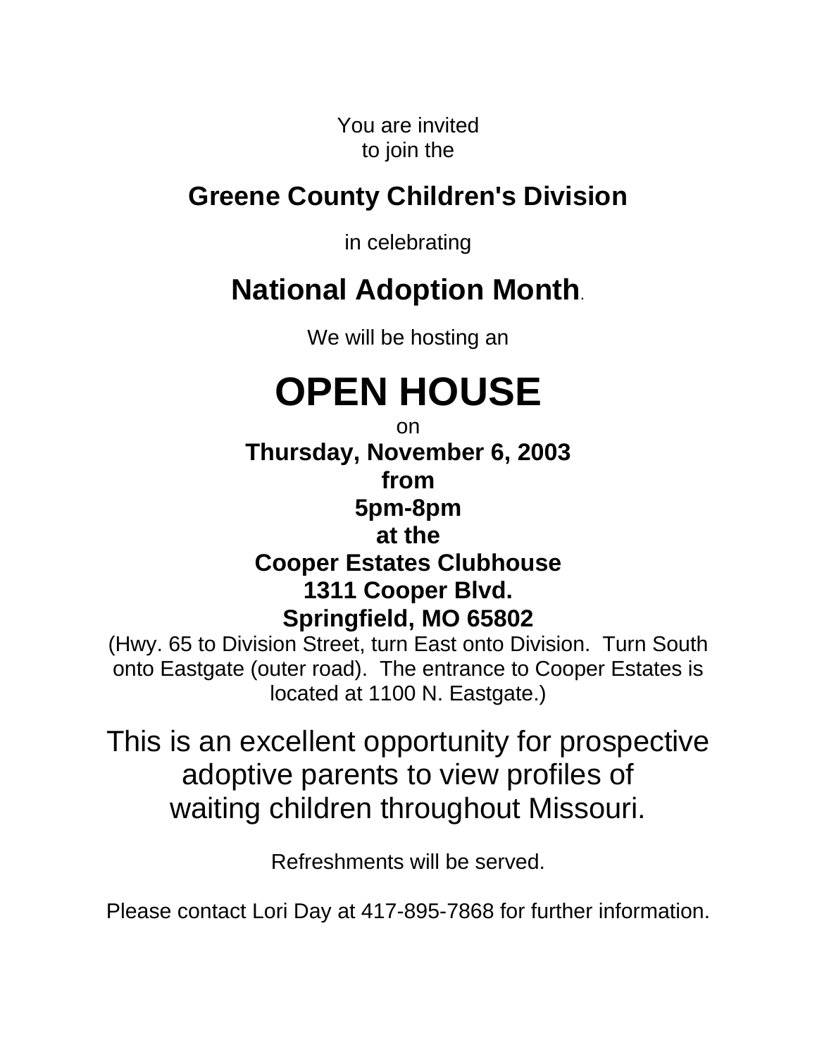You are invited
to join the

## Greene County Children's Division

in celebrating

## National Adoption Month.

We will be hosting an

# OPEN HOUSE

on

**Thursday, November 6, 2003**
**from**
**5pm-8pm**
**at the**
**Cooper Estates Clubhouse**
**1311 Cooper Blvd.**
**Springfield, MO 65802**

(Hwy. 65 to Division Street, turn East onto Division. Turn South onto Eastgate (outer road). The entrance to Cooper Estates is located at 1100 N. Eastgate.)

This is an excellent opportunity for prospective adoptive parents to view profiles of waiting children throughout Missouri.

Refreshments will be served.

Please contact Lori Day at 417-895-7868 for further information.